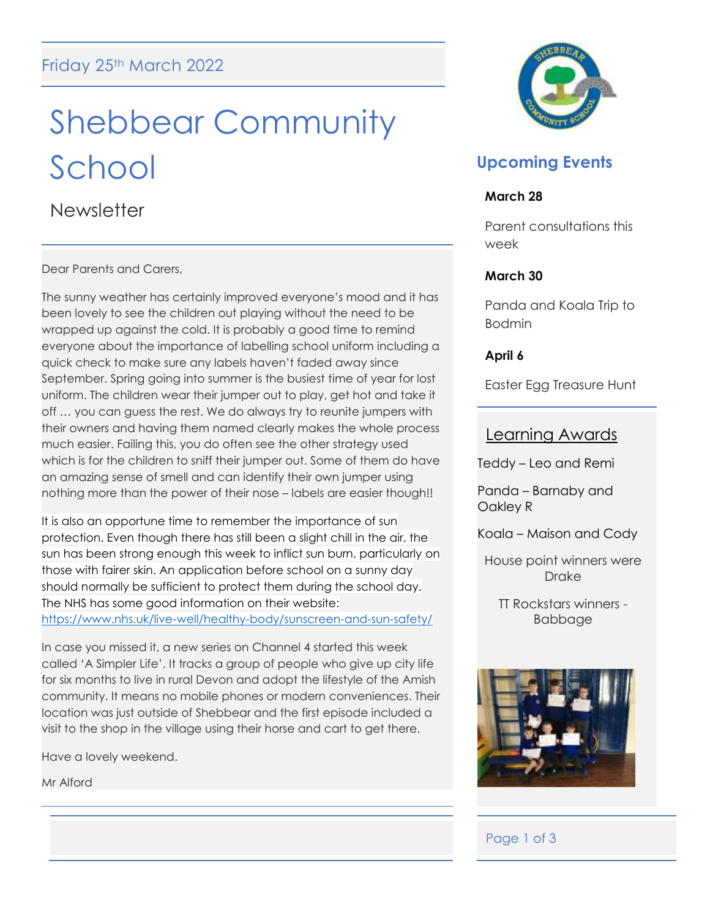Friday 25th March 2022

# Shebbear Community School

## Newsletter

Dear Parents and Carers,

The sunny weather has certainly improved everyone's mood and it has been lovely to see the children out playing without the need to be wrapped up against the cold. It is probably a good time to remind everyone about the importance of labelling school uniform including a quick check to make sure any labels haven't faded away since September. Spring going into summer is the busiest time of year for lost uniform. The children wear their jumper out to play, get hot and take it off … you can guess the rest. We do always try to reunite jumpers with their owners and having them named clearly makes the whole process much easier. Failing this, you do often see the other strategy used which is for the children to sniff their jumper out. Some of them do have an amazing sense of smell and can identify their own jumper using nothing more than the power of their nose – labels are easier though!!

It is also an opportune time to remember the importance of sun protection. Even though there has still been a slight chill in the air, the sun has been strong enough this week to inflict sun burn, particularly on those with fairer skin. An application before school on a sunny day should normally be sufficient to protect them during the school day. The NHS has some good information on their website: https://www.nhs.uk/live-well/healthy-body/sunscreen-and-sun-safety/

In case you missed it, a new series on Channel 4 started this week called 'A Simpler Life'. It tracks a group of people who give up city life for six months to live in rural Devon and adopt the lifestyle of the Amish community. It means no mobile phones or modern conveniences. Their location was just outside of Shebbear and the first episode included a visit to the shop in the village using their horse and cart to get there.

Have a lovely weekend.

Mr Alford

## Upcoming Events

**March 28**

Parent consultations this week

**March 30**

Panda and Koala Trip to Bodmin

**April 6**

Easter Egg Treasure Hunt

## Learning Awards

Teddy – Leo and Remi

Panda – Barnaby and Oakley R

Koala – Maison and Cody

House point winners were Drake

TT Rockstars winners - Babbage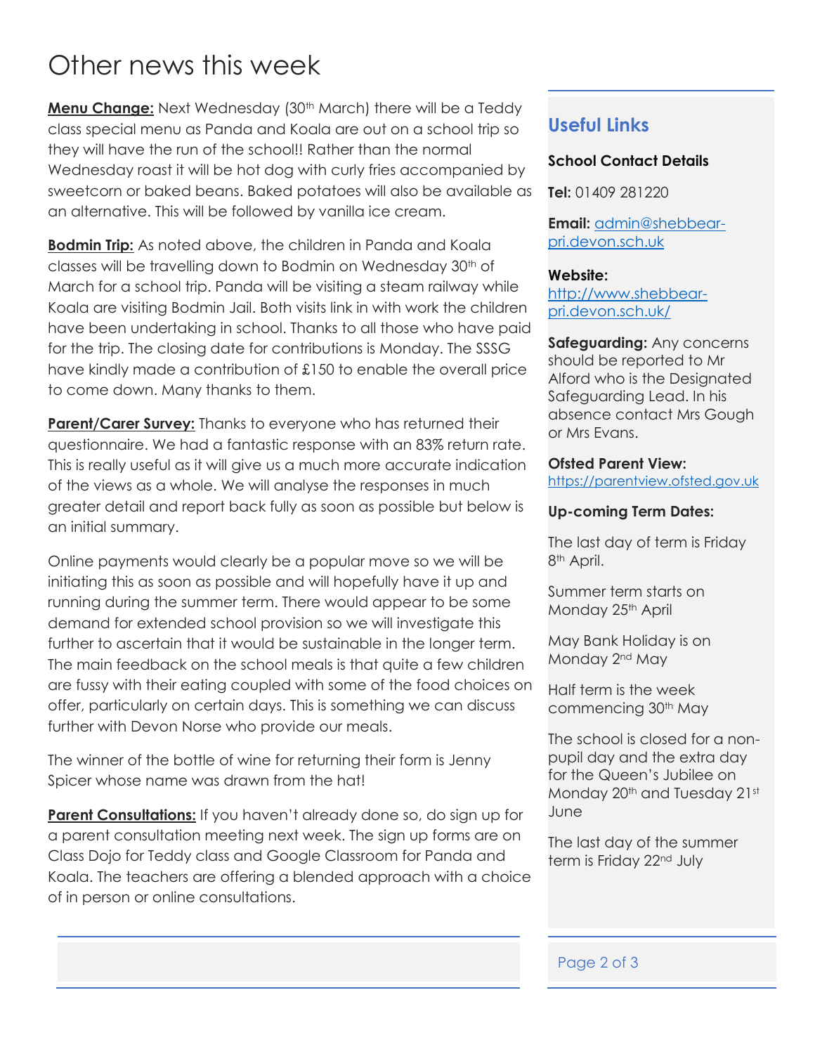# Other news this week

**Menu Change:** Next Wednesday (30th March) there will be a Teddy class special menu as Panda and Koala are out on a school trip so they will have the run of the school!! Rather than the normal Wednesday roast it will be hot dog with curly fries accompanied by sweetcorn or baked beans. Baked potatoes will also be available as an alternative. This will be followed by vanilla ice cream.

**Bodmin Trip:** As noted above, the children in Panda and Koala classes will be travelling down to Bodmin on Wednesday 30th of March for a school trip. Panda will be visiting a steam railway while Koala are visiting Bodmin Jail. Both visits link in with work the children have been undertaking in school. Thanks to all those who have paid for the trip. The closing date for contributions is Monday. The SSSG have kindly made a contribution of £150 to enable the overall price to come down. Many thanks to them.

**Parent/Carer Survey:** Thanks to everyone who has returned their questionnaire. We had a fantastic response with an 83% return rate. This is really useful as it will give us a much more accurate indication of the views as a whole. We will analyse the responses in much greater detail and report back fully as soon as possible but below is an initial summary.

Online payments would clearly be a popular move so we will be initiating this as soon as possible and will hopefully have it up and running during the summer term. There would appear to be some demand for extended school provision so we will investigate this further to ascertain that it would be sustainable in the longer term. The main feedback on the school meals is that quite a few children are fussy with their eating coupled with some of the food choices on offer, particularly on certain days. This is something we can discuss further with Devon Norse who provide our meals.

The winner of the bottle of wine for returning their form is Jenny Spicer whose name was drawn from the hat!

**Parent Consultations:** If you haven't already done so, do sign up for a parent consultation meeting next week. The sign up forms are on Class Dojo for Teddy class and Google Classroom for Panda and Koala. The teachers are offering a blended approach with a choice of in person or online consultations.

## Useful Links

**School Contact Details**

**Tel:** 01409 281220

**Email:** admin@shebbear-pri.devon.sch.uk

**Website:** http://www.shebbear-pri.devon.sch.uk/

**Safeguarding:** Any concerns should be reported to Mr Alford who is the Designated Safeguarding Lead. In his absence contact Mrs Gough or Mrs Evans.

**Ofsted Parent View:** https://parentview.ofsted.gov.uk

**Up-coming Term Dates:**

The last day of term is Friday 8th April.

Summer term starts on Monday 25th April

May Bank Holiday is on Monday 2nd May

Half term is the week commencing 30th May

The school is closed for a non-pupil day and the extra day for the Queen's Jubilee on Monday 20th and Tuesday 21st June

The last day of the summer term is Friday 22nd July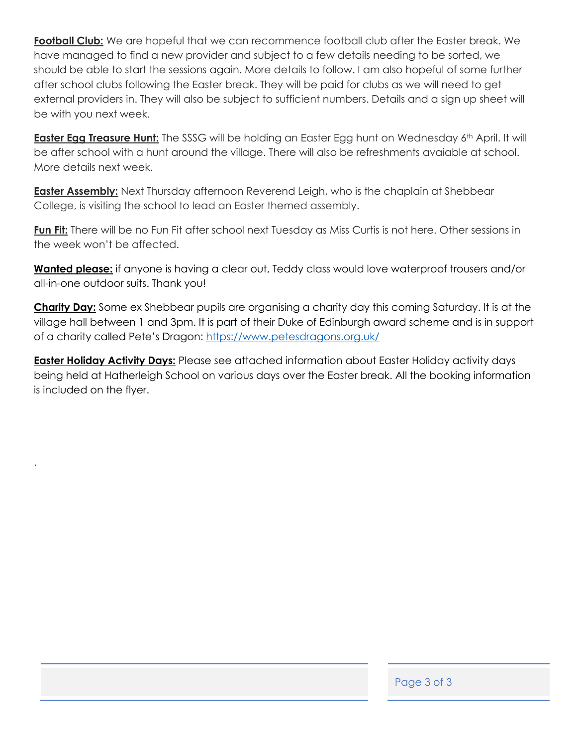**Football Club:** We are hopeful that we can recommence football club after the Easter break. We have managed to find a new provider and subject to a few details needing to be sorted, we should be able to start the sessions again. More details to follow. I am also hopeful of some further after school clubs following the Easter break. They will be paid for clubs as we will need to get external providers in. They will also be subject to sufficient numbers. Details and a sign up sheet will be with you next week.

**Easter Egg Treasure Hunt:** The SSSG will be holding an Easter Egg hunt on Wednesday 6th April. It will be after school with a hunt around the village. There will also be refreshments avaiable at school. More details next week.

**Easter Assembly:** Next Thursday afternoon Reverend Leigh, who is the chaplain at Shebbear College, is visiting the school to lead an Easter themed assembly.

**Fun Fit:** There will be no Fun Fit after school next Tuesday as Miss Curtis is not here. Other sessions in the week won't be affected.

**Wanted please:** if anyone is having a clear out, Teddy class would love waterproof trousers and/or all-in-one outdoor suits. Thank you!

**Charity Day:** Some ex Shebbear pupils are organising a charity day this coming Saturday. It is at the village hall between 1 and 3pm. It is part of their Duke of Edinburgh award scheme and is in support of a charity called Pete's Dragon: https://www.petesdragons.org.uk/

**Easter Holiday Activity Days:** Please see attached information about Easter Holiday activity days being held at Hatherleigh School on various days over the Easter break. All the booking information is included on the flyer.